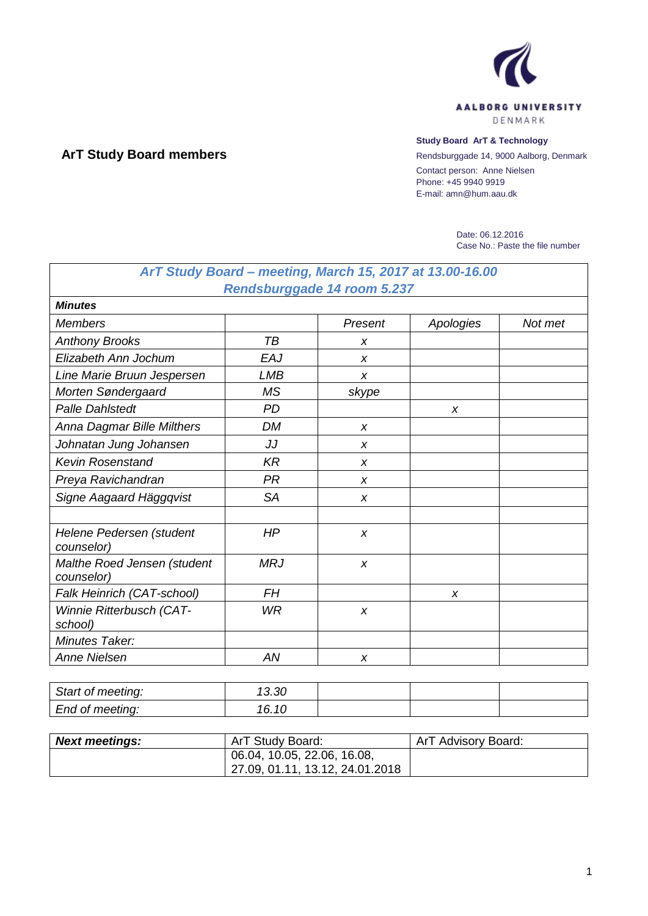AALBORG UNIVERSITY
DENMARK

**ArT Study Board members**

**Study Board ArT & Technology**
Rendsburggade 14, 9000 Aalborg, Denmark
Contact person: Anne Nielsen
Phone: +45 9940 9919
E-mail: amn@hum.aau.dk

Date: 06.12.2016
Case No.: Paste the file number

| ***ArT Study Board – meeting, March 15, 2017 at 13.00-16.00 Rendsburggade 14 room 5.237*** | | | | |
|---|---|---|---|---|
| ***Minutes*** | | | | |
| *Members* | | *Present* | *Apologies* | *Not met* |
| *Anthony Brooks* | *TB* | *x* | | |
| *Elizabeth Ann Jochum* | *EAJ* | *x* | | |
| *Line Marie Bruun Jespersen* | *LMB* | *x* | | |
| *Morten Søndergaard* | *MS* | *skype* | | |
| *Palle Dahlstedt* | *PD* | | *x* | |
| *Anna Dagmar Bille Milthers* | *DM* | *x* | | |
| *Johnatan Jung Johansen* | *JJ* | *x* | | |
| *Kevin Rosenstand* | *KR* | *x* | | |
| *Preya Ravichandran* | *PR* | *x* | | |
| *Signe Aagaard Häggqvist* | *SA* | *x* | | |
| | | | | |
| *Helene Pedersen (student counselor)* | *HP* | *x* | | |
| *Malthe Roed Jensen (student counselor)* | *MRJ* | *x* | | |
| *Falk Heinrich (CAT-school)* | *FH* | | *x* | |
| *Winnie Ritterbusch (CAT-school)* | *WR* | *x* | | |
| *Minutes Taker:* | | | | |
| *Anne Nielsen* | *AN* | *x* | | |

| | | | | |
|---|---|---|---|---|
| *Start of meeting:* | *13.30* | | | |
| *End of meeting:* | *16.10* | | | |

| | | |
|---|---|---|
| ***Next meetings:*** | ArT Study Board: | ArT Advisory Board: |
| | 06.04, 10.05, 22.06, 16.08, 27.09, 01.11, 13.12, 24.01.2018 | |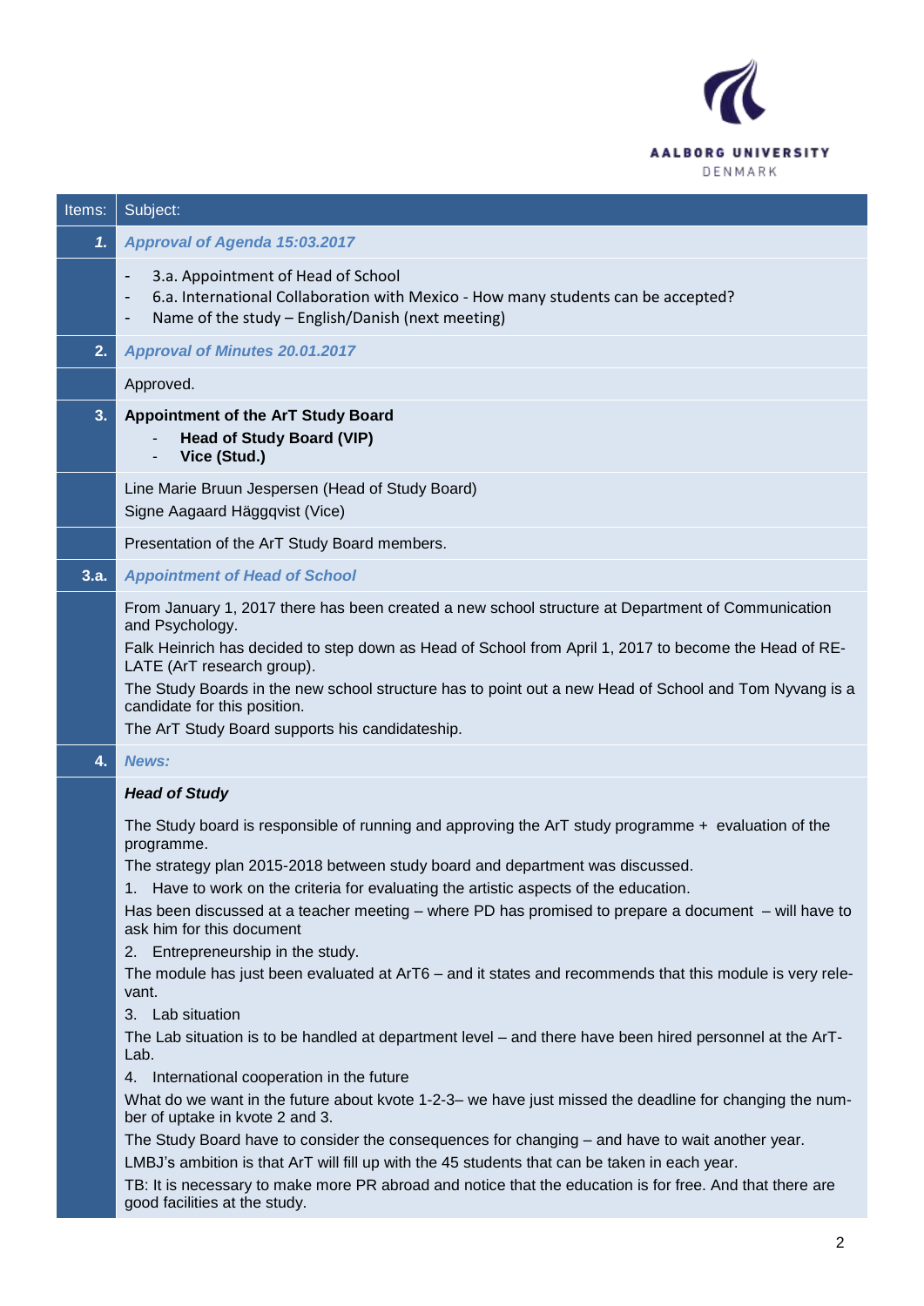| Items: | Subject: |
|---|---|
| ***1.*** | ***Approval of Agenda 15:03.2017*** |
| | - 3.a. Appointment of Head of School<br>- 6.a. International Collaboration with Mexico - How many students can be accepted?<br>- Name of the study – English/Danish (next meeting) |
| **2.** | ***Approval of Minutes 20.01.2017*** |
| | Approved. |
| **3.** | **Appointment of the ArT Study Board**<br>- **Head of Study Board (VIP)**<br>- **Vice (Stud.)** |
| | Line Marie Bruun Jespersen (Head of Study Board)<br>Signe Aagaard Häggqvist (Vice) |
| | Presentation of the ArT Study Board members. |
| **3.a.** | ***Appointment of Head of School*** |
| | From January 1, 2017 there has been created a new school structure at Department of Communication and Psychology.<br>Falk Heinrich has decided to step down as Head of School from April 1, 2017 to become the Head of RE-LATE (ArT research group).<br>The Study Boards in the new school structure has to point out a new Head of School and Tom Nyvang is a candidate for this position.<br>The ArT Study Board supports his candidateship. |
| **4.** | ***News:*** |
| | ***Head of Study***<br>The Study board is responsible of running and approving the ArT study programme + evaluation of the programme.<br>The strategy plan 2015-2018 between study board and department was discussed.<br>1. Have to work on the criteria for evaluating the artistic aspects of the education.<br>Has been discussed at a teacher meeting – where PD has promised to prepare a document – will have to ask him for this document<br>2. Entrepreneurship in the study.<br>The module has just been evaluated at ArT6 – and it states and recommends that this module is very relevant.<br>3. Lab situation<br>The Lab situation is to be handled at department level – and there have been hired personnel at the ArT-Lab.<br>4. International cooperation in the future<br>What do we want in the future about kvote 1-2-3– we have just missed the deadline for changing the number of uptake in kvote 2 and 3.<br>The Study Board have to consider the consequences for changing – and have to wait another year.<br>LMBJ's ambition is that ArT will fill up with the 45 students that can be taken in each year.<br>TB: It is necessary to make more PR abroad and notice that the education is for free. And that there are good facilities at the study. |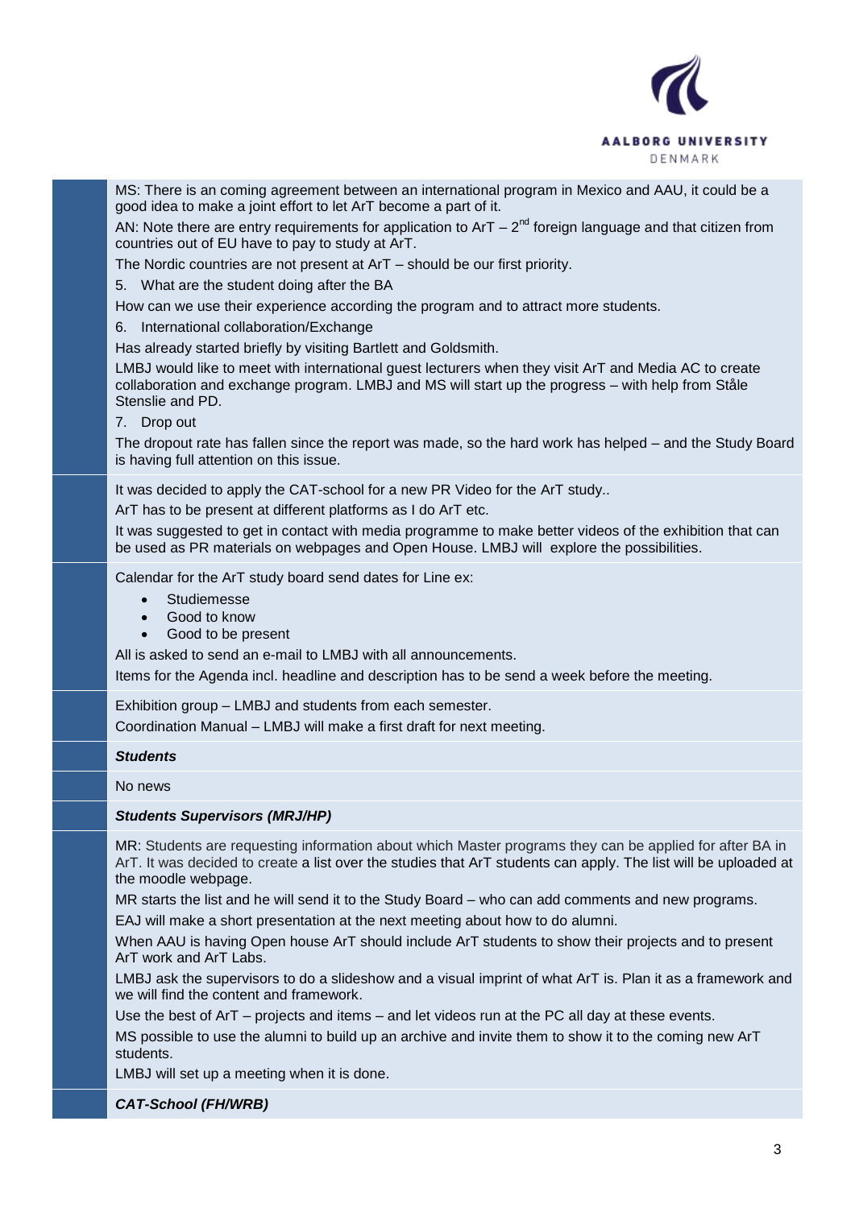MS: There is an coming agreement between an international program in Mexico and AAU, it could be a good idea to make a joint effort to let ArT become a part of it.

AN: Note there are entry requirements for application to ArT – 2nd foreign language and that citizen from countries out of EU have to pay to study at ArT.

The Nordic countries are not present at ArT – should be our first priority.

5. What are the student doing after the BA

How can we use their experience according the program and to attract more students.

6. International collaboration/Exchange

Has already started briefly by visiting Bartlett and Goldsmith.

LMBJ would like to meet with international guest lecturers when they visit ArT and Media AC to create collaboration and exchange program. LMBJ and MS will start up the progress – with help from Ståle Stenslie and PD.

7. Drop out

The dropout rate has fallen since the report was made, so the hard work has helped – and the Study Board is having full attention on this issue.

It was decided to apply the CAT-school for a new PR Video for the ArT study..

ArT has to be present at different platforms as I do ArT etc.

It was suggested to get in contact with media programme to make better videos of the exhibition that can be used as PR materials on webpages and Open House. LMBJ will explore the possibilities.

Calendar for the ArT study board send dates for Line ex:

- Studiemesse
- Good to know
- Good to be present

All is asked to send an e-mail to LMBJ with all announcements.

Items for the Agenda incl. headline and description has to be send a week before the meeting.

Exhibition group – LMBJ and students from each semester.

Coordination Manual – LMBJ will make a first draft for next meeting.

***Students***

No news

***Students Supervisors (MRJ/HP)***

MR: Students are requesting information about which Master programs they can be applied for after BA in ArT. It was decided to create a list over the studies that ArT students can apply. The list will be uploaded at the moodle webpage.

MR starts the list and he will send it to the Study Board – who can add comments and new programs.

EAJ will make a short presentation at the next meeting about how to do alumni.

When AAU is having Open house ArT should include ArT students to show their projects and to present ArT work and ArT Labs.

LMBJ ask the supervisors to do a slideshow and a visual imprint of what ArT is. Plan it as a framework and we will find the content and framework.

Use the best of ArT – projects and items – and let videos run at the PC all day at these events.

MS possible to use the alumni to build up an archive and invite them to show it to the coming new ArT students.

LMBJ will set up a meeting when it is done.

***CAT-School (FH/WRB)***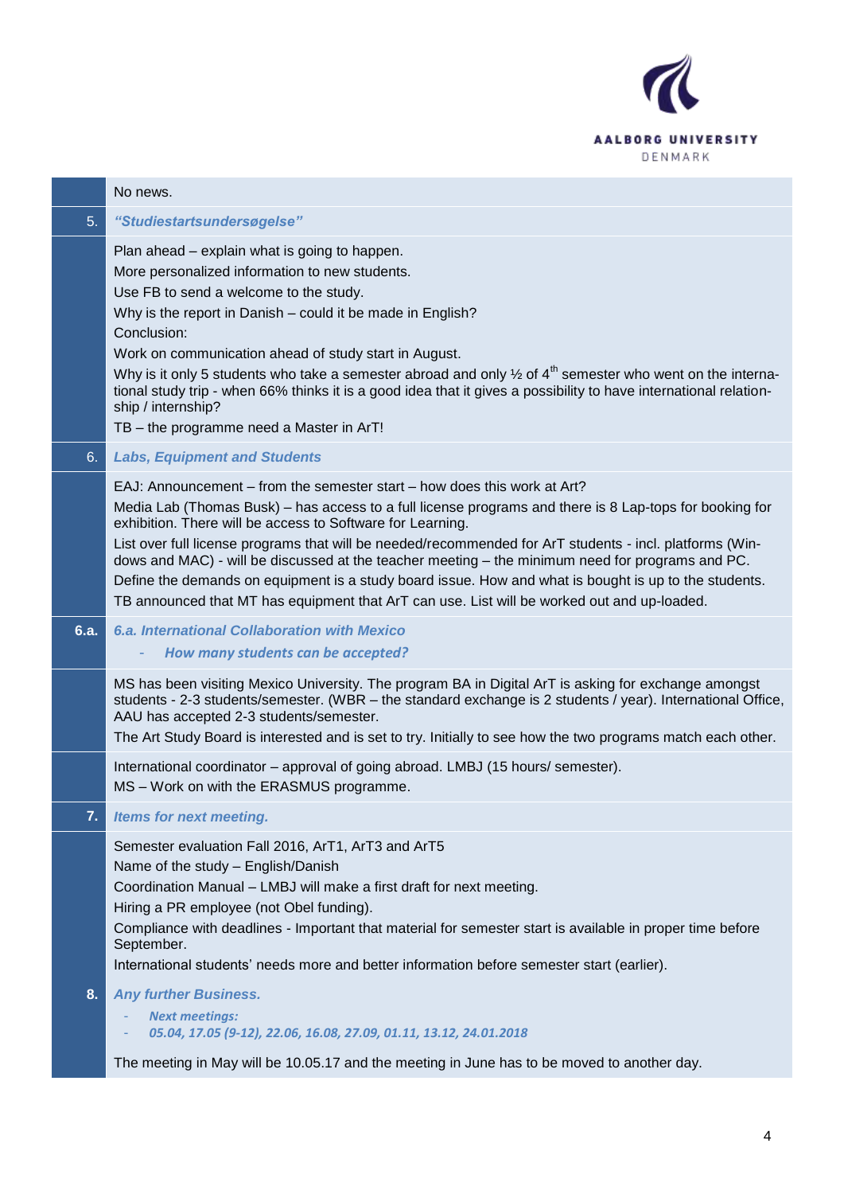No news.

## 5. *"Studiestartsundersøgelse"*

Plan ahead – explain what is going to happen.

More personalized information to new students.

Use FB to send a welcome to the study.

Why is the report in Danish – could it be made in English?

Conclusion:

Work on communication ahead of study start in August.

Why is it only 5 students who take a semester abroad and only ½ of 4th semester who went on the international study trip - when 66% thinks it is a good idea that it gives a possibility to have international relationship / internship?

TB – the programme need a Master in ArT!

## 6. *Labs, Equipment and Students*

EAJ: Announcement – from the semester start – how does this work at Art?

Media Lab (Thomas Busk) – has access to a full license programs and there is 8 Lap-tops for booking for exhibition. There will be access to Software for Learning.

List over full license programs that will be needed/recommended for ArT students - incl. platforms (Windows and MAC) - will be discussed at the teacher meeting – the minimum need for programs and PC.

Define the demands on equipment is a study board issue. How and what is bought is up to the students.

TB announced that MT has equipment that ArT can use. List will be worked out and up-loaded.

## 6.a. *6.a. International Collaboration with Mexico*

- *How many students can be accepted?*

MS has been visiting Mexico University. The program BA in Digital ArT is asking for exchange amongst students - 2-3 students/semester. (WBR – the standard exchange is 2 students / year). International Office, AAU has accepted 2-3 students/semester.

The Art Study Board is interested and is set to try. Initially to see how the two programs match each other.

International coordinator – approval of going abroad. LMBJ (15 hours/ semester).

MS – Work on with the ERASMUS programme.

## 7. *Items for next meeting.*

Semester evaluation Fall 2016, ArT1, ArT3 and ArT5

Name of the study – English/Danish

Coordination Manual – LMBJ will make a first draft for next meeting.

Hiring a PR employee (not Obel funding).

Compliance with deadlines - Important that material for semester start is available in proper time before September.

International students' needs more and better information before semester start (earlier).

## 8. *Any further Business.*

- *Next meetings:*
- *05.04, 17.05 (9-12), 22.06, 16.08, 27.09, 01.11, 13.12, 24.01.2018*

The meeting in May will be 10.05.17 and the meeting in June has to be moved to another day.